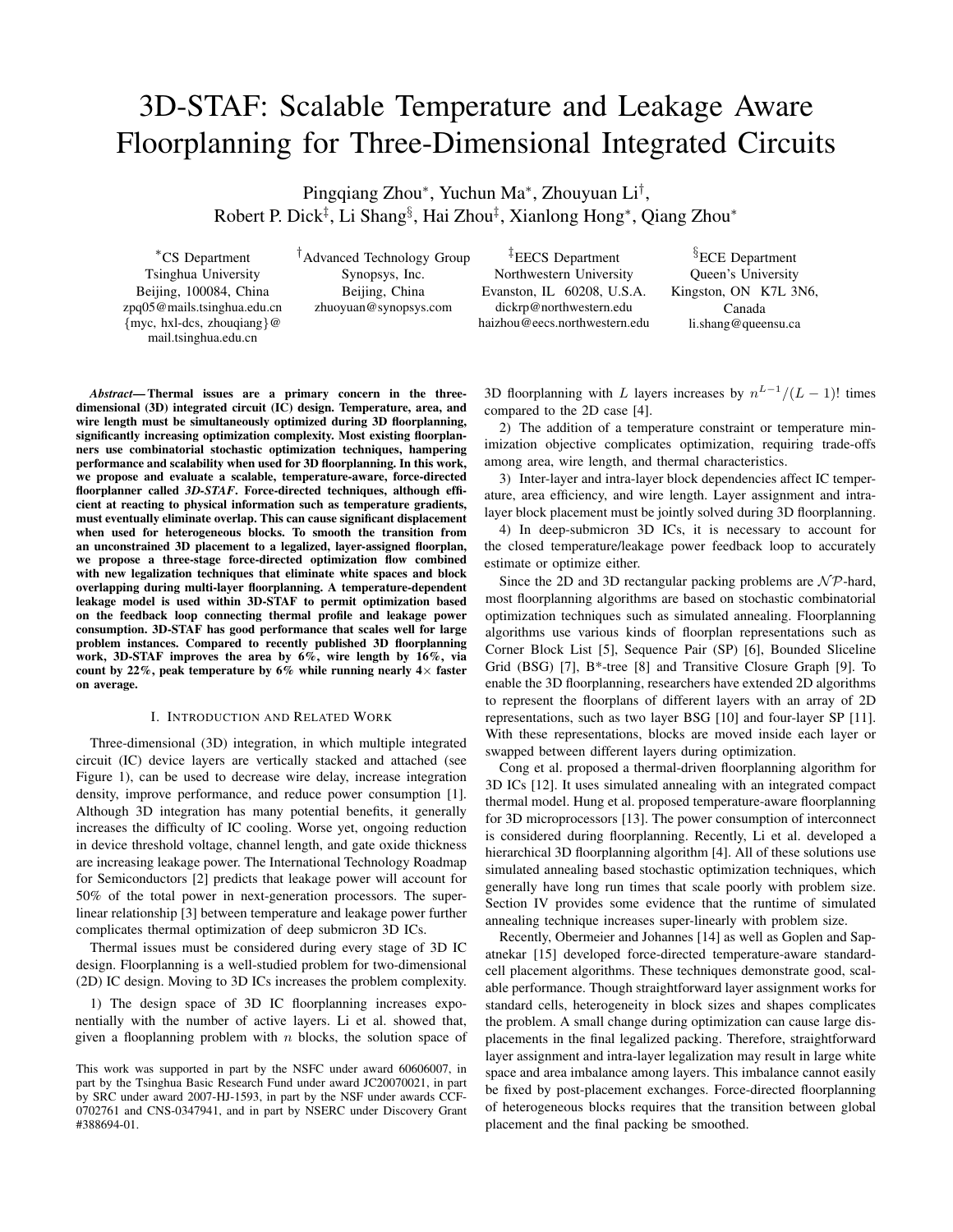# 3D-STAF: Scalable Temperature and Leakage Aware Floorplanning for Three-Dimensional Integrated Circuits

Pingqiang Zhou[*], Yuchun Ma[*], Zhouyuan Li[†], Robert P. Dick[‡], Li Shang[§], Hai Zhou[‡], Xianlong Hong[*], Qiang Zhou[*]

[*]CS Department
Tsinghua University
Beijing, 100084, China
zpq05@mails.tsinghua.edu.cn
{myc, hxl-dcs, zhouqiang}@mail.tsinghua.edu.cn

[†]Advanced Technology Group
Synopsys, Inc.
Beijing, China
zhuoyuan@synopsys.com

[‡]EECS Department
Northwestern University
Evanston, IL 60208, U.S.A.
dickrp@northwestern.edu
haizhou@eecs.northwestern.edu

[§]ECE Department
Queen's University
Kingston, ON K7L 3N6, Canada
li.shang@queensu.ca

***Abstract*— Thermal issues are a primary concern in the three-dimensional (3D) integrated circuit (IC) design. Temperature, area, and wire length must be simultaneously optimized during 3D floorplanning, significantly increasing optimization complexity. Most existing floorplanners use combinatorial stochastic optimization techniques, hampering performance and scalability when used for 3D floorplanning. In this work, we propose and evaluate a scalable, temperature-aware, force-directed floorplanner called *3D-STAF*. Force-directed techniques, although efficient at reacting to physical information such as temperature gradients, must eventually eliminate overlap. This can cause significant displacement when used for heterogeneous blocks. To smooth the transition from an unconstrained 3D placement to a legalized, layer-assigned floorplan, we propose a three-stage force-directed optimization flow combined with new legalization techniques that eliminate white spaces and block overlapping during multi-layer floorplanning. A temperature-dependent leakage model is used within 3D-STAF to permit optimization based on the feedback loop connecting thermal profile and leakage power consumption. 3D-STAF has good performance that scales well for large problem instances. Compared to recently published 3D floorplanning work, 3D-STAF improves the area by 6%, wire length by 16%, via count by 22%, peak temperature by 6% while running nearly 4× faster on average.**

## I. Introduction and Related Work

Three-dimensional (3D) integration, in which multiple integrated circuit (IC) device layers are vertically stacked and attached (see Figure 1), can be used to decrease wire delay, increase integration density, improve performance, and reduce power consumption [1]. Although 3D integration has many potential benefits, it generally increases the difficulty of IC cooling. Worse yet, ongoing reduction in device threshold voltage, channel length, and gate oxide thickness are increasing leakage power. The International Technology Roadmap for Semiconductors [2] predicts that leakage power will account for 50% of the total power in next-generation processors. The super-linear relationship [3] between temperature and leakage power further complicates thermal optimization of deep submicron 3D ICs.

Thermal issues must be considered during every stage of 3D IC design. Floorplanning is a well-studied problem for two-dimensional (2D) IC design. Moving to 3D ICs increases the problem complexity.

1) The design space of 3D IC floorplanning increases exponentially with the number of active layers. Li et al. showed that, given a flooplanning problem with $n$ blocks, the solution space of 3D floorplanning with $L$ layers increases by $n^{L-1}/(L-1)!$ times compared to the 2D case [4].

2) The addition of a temperature constraint or temperature minimization objective complicates optimization, requiring trade-offs among area, wire length, and thermal characteristics.

3) Inter-layer and intra-layer block dependencies affect IC temperature, area efficiency, and wire length. Layer assignment and intra-layer block placement must be jointly solved during 3D floorplanning.

4) In deep-submicron 3D ICs, it is necessary to account for the closed temperature/leakage power feedback loop to accurately estimate or optimize either.

Since the 2D and 3D rectangular packing problems are $\mathcal{NP}$-hard, most floorplanning algorithms are based on stochastic combinatorial optimization techniques such as simulated annealing. Floorplanning algorithms use various kinds of floorplan representations such as Corner Block List [5], Sequence Pair (SP) [6], Bounded Sliceline Grid (BSG) [7], B*-tree [8] and Transitive Closure Graph [9]. To enable the 3D floorplanning, researchers have extended 2D algorithms to represent the floorplans of different layers with an array of 2D representations, such as two layer BSG [10] and four-layer SP [11]. With these representations, blocks are moved inside each layer or swapped between different layers during optimization.

Cong et al. proposed a thermal-driven floorplanning algorithm for 3D ICs [12]. It uses simulated annealing with an integrated compact thermal model. Hung et al. proposed temperature-aware floorplanning for 3D microprocessors [13]. The power consumption of interconnect is considered during floorplanning. Recently, Li et al. developed a hierarchical 3D floorplanning algorithm [4]. All of these solutions use simulated annealing based stochastic optimization techniques, which generally have long run times that scale poorly with problem size. Section IV provides some evidence that the runtime of simulated annealing technique increases super-linearly with problem size.

Recently, Obermeier and Johannes [14] as well as Goplen and Sapatnekar [15] developed force-directed temperature-aware standard-cell placement algorithms. These techniques demonstrate good, scalable performance. Though straightforward layer assignment works for standard cells, heterogeneity in block sizes and shapes complicates the problem. A small change during optimization can cause large displacements in the final legalized packing. Therefore, straightforward layer assignment and intra-layer legalization may result in large white space and area imbalance among layers. This imbalance cannot easily be fixed by post-placement exchanges. Force-directed floorplanning of heterogeneous blocks requires that the transition between global placement and the final packing be smoothed.

This work was supported in part by the NSFC under award 60606007, in part by the Tsinghua Basic Research Fund under award JC20070021, in part by SRC under award 2007-HJ-1593, in part by the NSF under awards CCF-0702761 and CNS-0347941, and in part by NSERC under Discovery Grant #388694-01.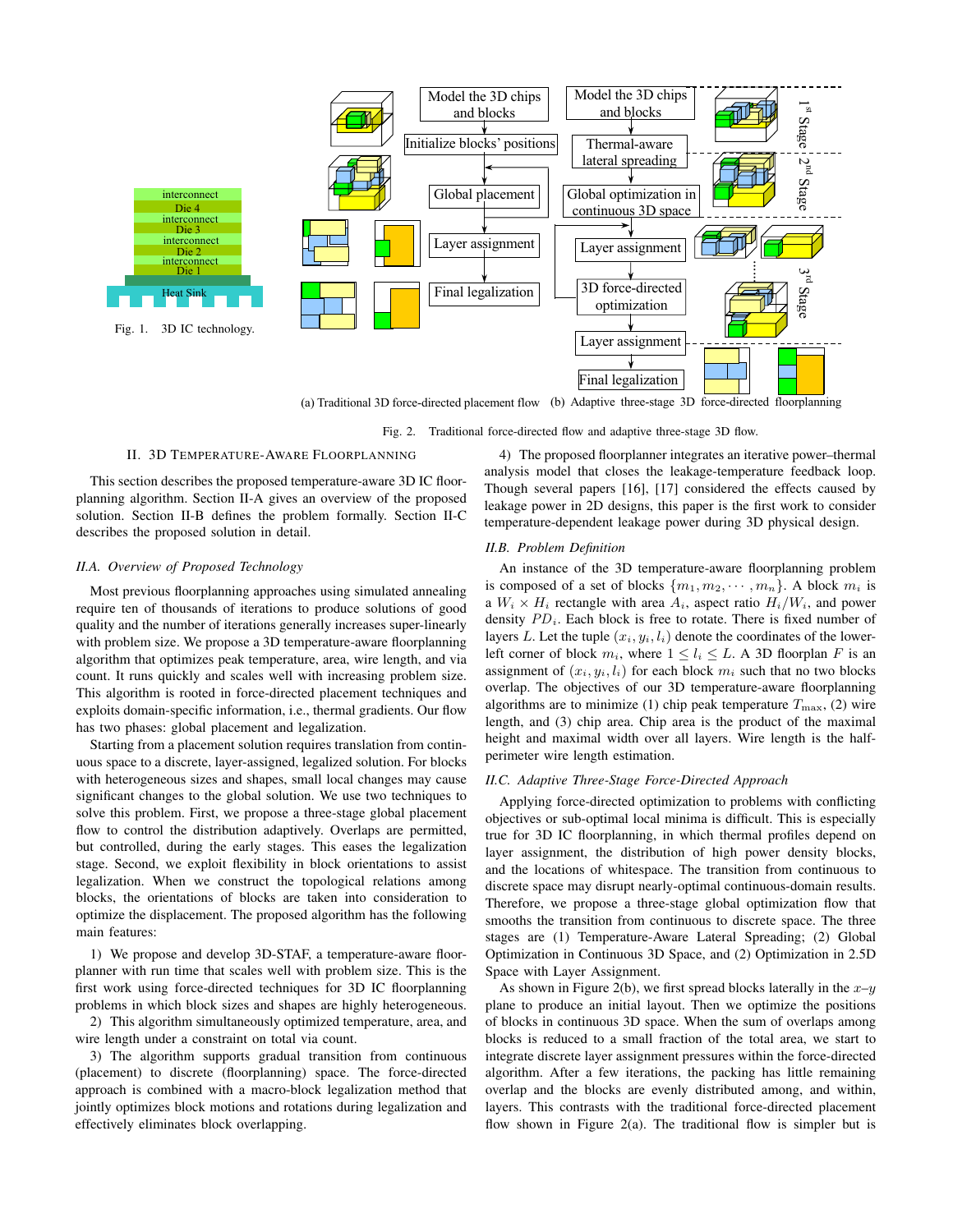Fig. 1. 3D IC technology.

(a) Traditional 3D force-directed placement flow (b) Adaptive three-stage 3D force-directed floorplanning

Fig. 2. Traditional force-directed flow and adaptive three-stage 3D flow.

## II. 3D Temperature-Aware Floorplanning

This section describes the proposed temperature-aware 3D IC floorplanning algorithm. Section II-A gives an overview of the proposed solution. Section II-B defines the problem formally. Section II-C describes the proposed solution in detail.

### II.A. Overview of Proposed Technology

Most previous floorplanning approaches using simulated annealing require ten of thousands of iterations to produce solutions of good quality and the number of iterations generally increases super-linearly with problem size. We propose a 3D temperature-aware floorplanning algorithm that optimizes peak temperature, area, wire length, and via count. It runs quickly and scales well with increasing problem size. This algorithm is rooted in force-directed placement techniques and exploits domain-specific information, i.e., thermal gradients. Our flow has two phases: global placement and legalization.

Starting from a placement solution requires translation from continuous space to a discrete, layer-assigned, legalized solution. For blocks with heterogeneous sizes and shapes, small local changes may cause significant changes to the global solution. We use two techniques to solve this problem. First, we propose a three-stage global placement flow to control the distribution adaptively. Overlaps are permitted, but controlled, during the early stages. This eases the legalization stage. Second, we exploit flexibility in block orientations to assist legalization. When we construct the topological relations among blocks, the orientations of blocks are taken into consideration to optimize the displacement. The proposed algorithm has the following main features:

1) We propose and develop 3D-STAF, a temperature-aware floorplanner with run time that scales well with problem size. This is the first work using force-directed techniques for 3D IC floorplanning problems in which block sizes and shapes are highly heterogeneous.

2) This algorithm simultaneously optimized temperature, area, and wire length under a constraint on total via count.

3) The algorithm supports gradual transition from continuous (placement) to discrete (floorplanning) space. The force-directed approach is combined with a macro-block legalization method that jointly optimizes block motions and rotations during legalization and effectively eliminates block overlapping.

4) The proposed floorplanner integrates an iterative power–thermal analysis model that closes the leakage-temperature feedback loop. Though several papers [16], [17] considered the effects caused by leakage power in 2D designs, this paper is the first work to consider temperature-dependent leakage power during 3D physical design.

### II.B. Problem Definition

An instance of the 3D temperature-aware floorplanning problem is composed of a set of blocks $\{m_1, m_2, \cdots, m_n\}$. A block $m_i$ is a $W_i \times H_i$ rectangle with area $A_i$, aspect ratio $H_i/W_i$, and power density $PD_i$. Each block is free to rotate. There is fixed number of layers $L$. Let the tuple $(x_i, y_i, l_i)$ denote the coordinates of the lower-left corner of block $m_i$, where $1 \leq l_i \leq L$. A 3D floorplan $F$ is an assignment of $(x_i, y_i, l_i)$ for each block $m_i$ such that no two blocks overlap. The objectives of our 3D temperature-aware floorplanning algorithms are to minimize (1) chip peak temperature $T_{\max}$, (2) wire length, and (3) chip area. Chip area is the product of the maximal height and maximal width over all layers. Wire length is the half-perimeter wire length estimation.

### II.C. Adaptive Three-Stage Force-Directed Approach

Applying force-directed optimization to problems with conflicting objectives or sub-optimal local minima is difficult. This is especially true for 3D IC floorplanning, in which thermal profiles depend on layer assignment, the distribution of high power density blocks, and the locations of whitespace. The transition from continuous to discrete space may disrupt nearly-optimal continuous-domain results. Therefore, we propose a three-stage global optimization flow that smooths the transition from continuous to discrete space. The three stages are (1) Temperature-Aware Lateral Spreading; (2) Global Optimization in Continuous 3D Space, and (2) Optimization in 2.5D Space with Layer Assignment.

As shown in Figure 2(b), we first spread blocks laterally in the $x$–$y$ plane to produce an initial layout. Then we optimize the positions of blocks in continuous 3D space. When the sum of overlaps among blocks is reduced to a small fraction of the total area, we start to integrate discrete layer assignment pressures within the force-directed algorithm. After a few iterations, the packing has little remaining overlap and the blocks are evenly distributed among, and within, layers. This contrasts with the traditional force-directed placement flow shown in Figure 2(a). The traditional flow is simpler but is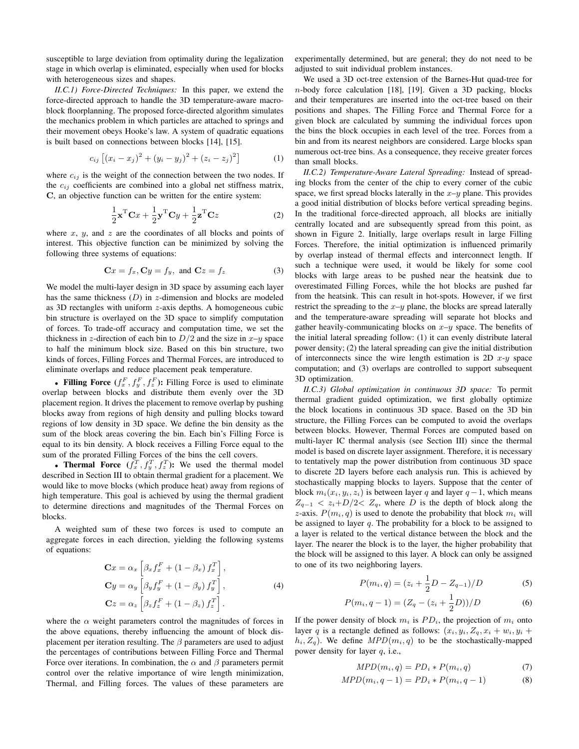susceptible to large deviation from optimality during the legalization stage in which overlap is eliminated, especially when used for blocks with heterogeneous sizes and shapes.

*II.C.1) Force-Directed Techniques:* In this paper, we extend the force-directed approach to handle the 3D temperature-aware macro-block floorplanning. The proposed force-directed algorithm simulates the mechanics problem in which particles are attached to springs and their movement obeys Hooke's law. A system of quadratic equations is built based on connections between blocks [14], [15].

$$c_{ij}\left[(x_i - x_j)^2 + (y_i - y_j)^2 + (z_i - z_j)^2\right] \tag{1}$$

where $c_{ij}$ is the weight of the connection between the two nodes. If the $c_{ij}$ coefficients are combined into a global net stiffness matrix, $\mathbf{C}$, an objective function can be written for the entire system:

$$\frac{1}{2}\mathbf{x}^{\mathrm{T}}\mathbf{C}x + \frac{1}{2}\mathbf{y}^{\mathrm{T}}\mathbf{C}y + \frac{1}{2}\mathbf{z}^{\mathrm{T}}\mathbf{C}z \tag{2}$$

where $x$, $y$, and $z$ are the coordinates of all blocks and points of interest. This objective function can be minimized by solving the following three systems of equations:

$$\mathbf{C}x = f_x, \mathbf{C}y = f_y, \text{ and } \mathbf{C}z = f_z \tag{3}$$

We model the multi-layer design in 3D space by assuming each layer has the same thickness ($D$) in $z$-dimension and blocks are modeled as 3D rectangles with uniform $z$-axis depths. A homogeneous cubic bin structure is overlayed on the 3D space to simplify computation of forces. To trade-off accuracy and computation time, we set the thickness in $z$-direction of each bin to $D/2$ and the size in $x$–$y$ space to half the minimum block size. Based on this bin structure, two kinds of forces, Filling Forces and Thermal Forces, are introduced to eliminate overlaps and reduce placement peak temperature.

- **Filling Force ($f_x^F, f_y^F, f_z^F$):** Filling Force is used to eliminate overlap between blocks and distribute them evenly over the 3D placement region. It drives the placement to remove overlap by pushing blocks away from regions of high density and pulling blocks toward regions of low density in 3D space. We define the bin density as the sum of the block areas covering the bin. Each bin's Filling Force is equal to its bin density. A block receives a Filling Force equal to the sum of the prorated Filling Forces of the bins the cell covers.
- **Thermal Force ($f_x^T, f_y^T, f_z^T$):** We used the thermal model described in Section III to obtain thermal gradient for a placement. We would like to move blocks (which produce heat) away from regions of high temperature. This goal is achieved by using the thermal gradient to determine directions and magnitudes of the Thermal Forces on blocks.

A weighted sum of these two forces is used to compute an aggregate forces in each direction, yielding the following systems of equations:

$$\begin{aligned}
\mathbf{C}x &= \alpha_x\left[\beta_x f_x^F + (1-\beta_x)\, f_x^T\right], \\
\mathbf{C}y &= \alpha_y\left[\beta_y f_y^F + (1-\beta_y)\, f_y^T\right], \\
\mathbf{C}z &= \alpha_z\left[\beta_z f_z^F + (1-\beta_z)\, f_z^T\right].
\end{aligned} \tag{4}$$

where the $\alpha$ weight parameters control the magnitudes of forces in the above equations, thereby influencing the amount of block displacement per iteration resulting. The $\beta$ parameters are used to adjust the percentages of contributions between Filling Force and Thermal Force over iterations. In combination, the $\alpha$ and $\beta$ parameters permit control over the relative importance of wire length minimization, Thermal, and Filling forces. The values of these parameters are experimentally determined, but are general; they do not need to be adjusted to suit individual problem instances.

We used a 3D oct-tree extension of the Barnes-Hut quad-tree for $n$-body force calculation [18], [19]. Given a 3D packing, blocks and their temperatures are inserted into the oct-tree based on their positions and shapes. The Filling Force and Thermal Force for a given block are calculated by summing the individual forces upon the bins the block occupies in each level of the tree. Forces from a bin and from its nearest neighbors are considered. Large blocks span numerous oct-tree bins. As a consequence, they receive greater forces than small blocks.

*II.C.2) Temperature-Aware Lateral Spreading:* Instead of spreading blocks from the center of the chip to every corner of the cubic space, we first spread blocks laterally in the $x$–$y$ plane. This provides a good initial distribution of blocks before vertical spreading begins. In the traditional force-directed approach, all blocks are initially centrally located and are subsequently spread from this point, as shown in Figure 2. Initially, large overlaps result in large Filling Forces. Therefore, the initial optimization is influenced primarily by overlap instead of thermal effects and interconnect length. If such a technique were used, it would be likely for some cool blocks with large areas to be pushed near the heatsink due to overestimated Filling Forces, while the hot blocks are pushed far from the heatsink. This can result in hot-spots. However, if we first restrict the spreading to the $x$–$y$ plane, the blocks are spread laterally and the temperature-aware spreading will separate hot blocks and gather heavily-communicating blocks on $x$–$y$ space. The benefits of the initial lateral spreading follow: (1) it can evenly distribute lateral power density; (2) the lateral spreading can give the initial distribution of interconnects since the wire length estimation is 2D $x$-$y$ space computation; and (3) overlaps are controlled to support subsequent 3D optimization.

*II.C.3) Global optimization in continuous 3D space:* To permit thermal gradient guided optimization, we first globally optimize the block locations in continuous 3D space. Based on the 3D bin structure, the Filling Forces can be computed to avoid the overlaps between blocks. However, Thermal Forces are computed based on multi-layer IC thermal analysis (see Section III) since the thermal model is based on discrete layer assignment. Therefore, it is necessary to tentatively map the power distribution from continuous 3D space to discrete 2D layers before each analysis run. This is achieved by stochastically mapping blocks to layers. Suppose that the center of block $m_i(x_i, y_i, z_i)$ is between layer $q$ and layer $q-1$, which means $Z_{q-1} < z_i + D/2 < Z_q$, where $D$ is the depth of block along the $z$-axis. $P(m_i, q)$ is used to denote the probability that block $m_i$ will be assigned to layer $q$. The probability for a block to be assigned to a layer is related to the vertical distance between the block and the layer. The nearer the block is to the layer, the higher probability that the block will be assigned to this layer. A block can only be assigned to one of its two neighboring layers.

$$P(m_i, q) = (z_i + \frac{1}{2}D - Z_{q-1})/D \tag{5}$$

$$P(m_i, q-1) = (Z_q - (z_i + \frac{1}{2}D))/D \tag{6}$$

If the power density of block $m_i$ is $PD_i$, the projection of $m_i$ onto layer $q$ is a rectangle defined as follows: $(x_i, y_i, Z_q, x_i + w_i, y_i + h_i, Z_q)$. We define $MPD(m_i, q)$ to be the stochastically-mapped power density for layer $q$, i.e.,

$$MPD(m_i, q) = PD_i * P(m_i, q) \tag{7}$$

$$MPD(m_i, q-1) = PD_i * P(m_i, q-1) \tag{8}$$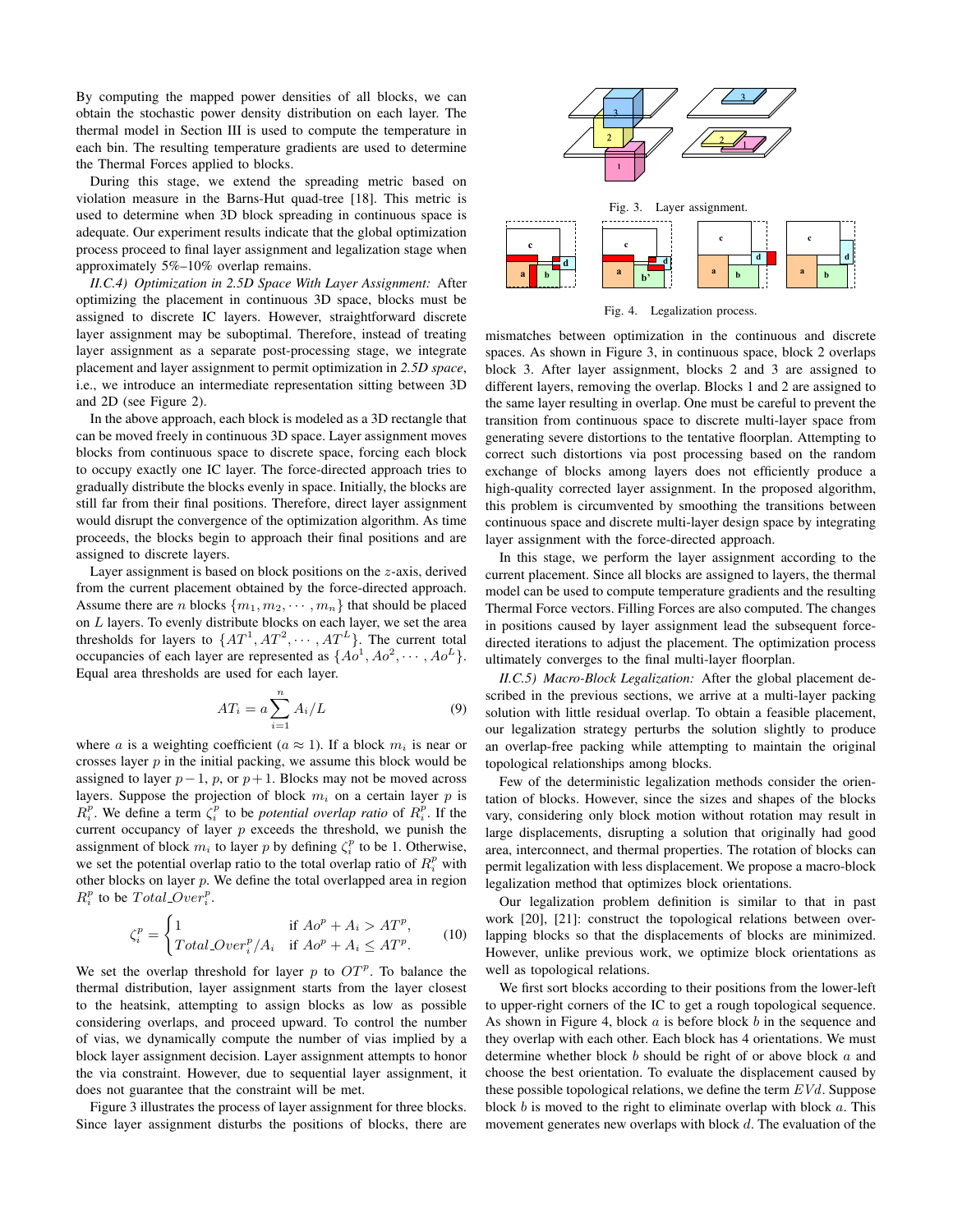By computing the mapped power densities of all blocks, we can obtain the stochastic power density distribution on each layer. The thermal model in Section III is used to compute the temperature in each bin. The resulting temperature gradients are used to determine the Thermal Forces applied to blocks.

During this stage, we extend the spreading metric based on violation measure in the Barns-Hut quad-tree [18]. This metric is used to determine when 3D block spreading in continuous space is adequate. Our experiment results indicate that the global optimization process proceed to final layer assignment and legalization stage when approximately 5%–10% overlap remains.

*II.C.4) Optimization in 2.5D Space With Layer Assignment:* After optimizing the placement in continuous 3D space, blocks must be assigned to discrete IC layers. However, straightforward discrete layer assignment may be suboptimal. Therefore, instead of treating layer assignment as a separate post-processing stage, we integrate placement and layer assignment to permit optimization in *2.5D space*, i.e., we introduce an intermediate representation sitting between 3D and 2D (see Figure 2).

In the above approach, each block is modeled as a 3D rectangle that can be moved freely in continuous 3D space. Layer assignment moves blocks from continuous space to discrete space, forcing each block to occupy exactly one IC layer. The force-directed approach tries to gradually distribute the blocks evenly in space. Initially, the blocks are still far from their final positions. Therefore, direct layer assignment would disrupt the convergence of the optimization algorithm. As time proceeds, the blocks begin to approach their final positions and are assigned to discrete layers.

Layer assignment is based on block positions on the $z$-axis, derived from the current placement obtained by the force-directed approach. Assume there are $n$ blocks $\{m_1, m_2, \cdots, m_n\}$ that should be placed on $L$ layers. To evenly distribute blocks on each layer, we set the area thresholds for layers to $\{AT^1, AT^2, \cdots, AT^L\}$. The current total occupancies of each layer are represented as $\{Ao^1, Ao^2, \cdots, Ao^L\}$. Equal area thresholds are used for each layer.

$$AT_i = a \sum_{i=1}^{n} A_i / L \tag{9}$$

where $a$ is a weighting coefficient ($a \approx 1$). If a block $m_i$ is near or crosses layer $p$ in the initial packing, we assume this block would be assigned to layer $p-1$, $p$, or $p+1$. Blocks may not be moved across layers. Suppose the projection of block $m_i$ on a certain layer $p$ is $R_i^p$. We define a term $\zeta_i^p$ to be *potential overlap ratio* of $R_i^p$. If the current occupancy of layer $p$ exceeds the threshold, we punish the assignment of block $m_i$ to layer $p$ by defining $\zeta_i^p$ to be 1. Otherwise, we set the potential overlap ratio to the total overlap ratio of $R_i^p$ with other blocks on layer $p$. We define the total overlapped area in region $R_i^p$ to be $Total\_Over_i^p$.

$$\zeta_i^p = \begin{cases} 1 & \text{if } Ao^p + A_i > AT^p, \\ Total\_Over_i^p / A_i & \text{if } Ao^p + A_i \leq AT^p. \end{cases} \tag{10}$$

We set the overlap threshold for layer $p$ to $OT^p$. To balance the thermal distribution, layer assignment starts from the layer closest to the heatsink, attempting to assign blocks as low as possible considering overlaps, and proceed upward. To control the number of vias, we dynamically compute the number of vias implied by a block layer assignment decision. Layer assignment attempts to honor the via constraint. However, due to sequential layer assignment, it does not guarantee that the constraint will be met.

Figure 3 illustrates the process of layer assignment for three blocks. Since layer assignment disturbs the positions of blocks, there are mismatches between optimization in the continuous and discrete spaces. As shown in Figure 3, in continuous space, block 2 overlaps block 3. After layer assignment, blocks 2 and 3 are assigned to different layers, removing the overlap. Blocks 1 and 2 are assigned to the same layer resulting in overlap. One must be careful to prevent the transition from continuous space to discrete multi-layer space from generating severe distortions to the tentative floorplan. Attempting to correct such distortions via post processing based on the random exchange of blocks among layers does not efficiently produce a high-quality corrected layer assignment. In the proposed algorithm, this problem is circumvented by smoothing the transitions between continuous space and discrete multi-layer design space by integrating layer assignment with the force-directed approach.

Fig. 3. Layer assignment.

Fig. 4. Legalization process.

In this stage, we perform the layer assignment according to the current placement. Since all blocks are assigned to layers, the thermal model can be used to compute temperature gradients and the resulting Thermal Force vectors. Filling Forces are also computed. The changes in positions caused by layer assignment lead the subsequent force-directed iterations to adjust the placement. The optimization process ultimately converges to the final multi-layer floorplan.

*II.C.5) Macro-Block Legalization:* After the global placement described in the previous sections, we arrive at a multi-layer packing solution with little residual overlap. To obtain a feasible placement, our legalization strategy perturbs the solution slightly to produce an overlap-free packing while attempting to maintain the original topological relationships among blocks.

Few of the deterministic legalization methods consider the orientation of blocks. However, since the sizes and shapes of the blocks vary, considering only block motion without rotation may result in large displacements, disrupting a solution that originally had good area, interconnect, and thermal properties. The rotation of blocks can permit legalization with less displacement. We propose a macro-block legalization method that optimizes block orientations.

Our legalization problem definition is similar to that in past work [20], [21]: construct the topological relations between overlapping blocks so that the displacements of blocks are minimized. However, unlike previous work, we optimize block orientations as well as topological relations.

We first sort blocks according to their positions from the lower-left to upper-right corners of the IC to get a rough topological sequence. As shown in Figure 4, block $a$ is before block $b$ in the sequence and they overlap with each other. Each block has 4 orientations. We must determine whether block $b$ should be right of or above block $a$ and choose the best orientation. To evaluate the displacement caused by these possible topological relations, we define the term $EVd$. Suppose block $b$ is moved to the right to eliminate overlap with block $a$. This movement generates new overlaps with block $d$. The evaluation of the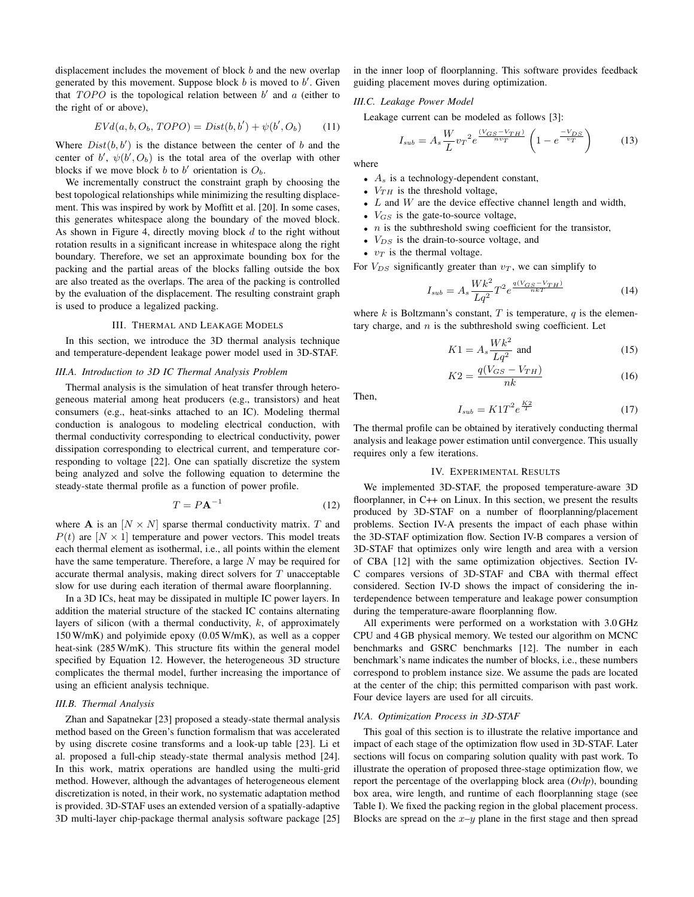displacement includes the movement of block $b$ and the new overlap generated by this movement. Suppose block $b$ is moved to $b'$. Given that $TOPO$ is the topological relation between $b'$ and $a$ (either to the right of or above),

$$EVd(a, b, O_b, TOPO) = Dist(b, b') + \psi(b', O_b) \tag{11}$$

Where $Dist(b, b')$ is the distance between the center of $b$ and the center of $b'$, $\psi(b', O_b)$ is the total area of the overlap with other blocks if we move block $b$ to $b'$ orientation is $O_b$.

We incrementally construct the constraint graph by choosing the best topological relationships while minimizing the resulting displacement. This was inspired by work by Moffitt et al. [20]. In some cases, this generates whitespace along the boundary of the moved block. As shown in Figure 4, directly moving block $d$ to the right without rotation results in a significant increase in whitespace along the right boundary. Therefore, we set an approximate bounding box for the packing and the partial areas of the blocks falling outside the box are also treated as the overlaps. The area of the packing is controlled by the evaluation of the displacement. The resulting constraint graph is used to produce a legalized packing.

## III. Thermal and Leakage Models

In this section, we introduce the 3D thermal analysis technique and temperature-dependent leakage power model used in 3D-STAF.

### III.A. Introduction to 3D IC Thermal Analysis Problem

Thermal analysis is the simulation of heat transfer through heterogeneous material among heat producers (e.g., transistors) and heat consumers (e.g., heat-sinks attached to an IC). Modeling thermal conduction is analogous to modeling electrical conduction, with thermal conductivity corresponding to electrical conductivity, power dissipation corresponding to electrical current, and temperature corresponding to voltage [22]. One can spatially discretize the system being analyzed and solve the following equation to determine the steady-state thermal profile as a function of power profile.

$$T = P\mathbf{A}^{-1} \tag{12}$$

where $\mathbf{A}$ is an $[N \times N]$ sparse thermal conductivity matrix. $T$ and $P(t)$ are $[N \times 1]$ temperature and power vectors. This model treats each thermal element as isothermal, i.e., all points within the element have the same temperature. Therefore, a large $N$ may be required for accurate thermal analysis, making direct solvers for $T$ unacceptable slow for use during each iteration of thermal aware floorplanning.

In a 3D ICs, heat may be dissipated in multiple IC power layers. In addition the material structure of the stacked IC contains alternating layers of silicon (with a thermal conductivity, $k$, of approximately 150 W/mK) and polyimide epoxy (0.05 W/mK), as well as a copper heat-sink (285 W/mK). This structure fits within the general model specified by Equation 12. However, the heterogeneous 3D structure complicates the thermal model, further increasing the importance of using an efficient analysis technique.

### III.B. Thermal Analysis

Zhan and Sapatnekar [23] proposed a steady-state thermal analysis method based on the Green's function formalism that was accelerated by using discrete cosine transforms and a look-up table [23]. Li et al. proposed a full-chip steady-state thermal analysis method [24]. In this work, matrix operations are handled using the multi-grid method. However, although the advantages of heterogeneous element discretization is noted, in their work, no systematic adaptation method is provided. 3D-STAF uses an extended version of a spatially-adaptive 3D multi-layer chip-package thermal analysis software package [25] in the inner loop of floorplanning. This software provides feedback guiding placement moves during optimization.

### III.C. Leakage Power Model

Leakage current can be modeled as follows [3]:

$$I_{sub} = A_s \frac{W}{L} {v_T}^2 e^{\frac{(V_{GS}-V_{TH})}{n v_T}} \left(1 - e^{\frac{-V_{DS}}{v_T}}\right) \tag{13}$$

where

- $A_s$ is a technology-dependent constant,
- $V_{TH}$ is the threshold voltage,
- $L$ and $W$ are the device effective channel length and width,
- $V_{GS}$ is the gate-to-source voltage,
- $n$ is the subthreshold swing coefficient for the transistor,
- $V_{DS}$ is the drain-to-source voltage, and
- $v_T$ is the thermal voltage.

For $V_{DS}$ significantly greater than $v_T$, we can simplify to

$$I_{sub} = A_s \frac{Wk^2}{Lq^2} T^2 e^{\frac{q(V_{GS}-V_{TH})}{nkT}} \tag{14}$$

where $k$ is Boltzmann's constant, $T$ is temperature, $q$ is the elementary charge, and $n$ is the subthreshold swing coefficient. Let

$$K1 = A_s \frac{Wk^2}{Lq^2} \text{ and} \tag{15}$$

$$K2 = \frac{q(V_{GS} - V_{TH})}{nk} \tag{16}$$

Then,

$$I_{sub} = K1 T^2 e^{\frac{K2}{T}} \tag{17}$$

The thermal profile can be obtained by iteratively conducting thermal analysis and leakage power estimation until convergence. This usually requires only a few iterations.

## IV. Experimental Results

We implemented 3D-STAF, the proposed temperature-aware 3D floorplanner, in C++ on Linux. In this section, we present the results produced by 3D-STAF on a number of floorplanning/placement problems. Section IV-A presents the impact of each phase within the 3D-STAF optimization flow. Section IV-B compares a version of 3D-STAF that optimizes only wire length and area with a version of CBA [12] with the same optimization objectives. Section IV-C compares versions of 3D-STAF and CBA with thermal effect considered. Section IV-D shows the impact of considering the interdependence between temperature and leakage power consumption during the temperature-aware floorplanning flow.

All experiments were performed on a workstation with 3.0 GHz CPU and 4 GB physical memory. We tested our algorithm on MCNC benchmarks and GSRC benchmarks [12]. The number in each benchmark's name indicates the number of blocks, i.e., these numbers correspond to problem instance size. We assume the pads are located at the center of the chip; this permitted comparison with past work. Four device layers are used for all circuits.

### IV.A. Optimization Process in 3D-STAF

This goal of this section is to illustrate the relative importance and impact of each stage of the optimization flow used in 3D-STAF. Later sections will focus on comparing solution quality with past work. To illustrate the operation of proposed three-stage optimization flow, we report the percentage of the overlapping block area (*Ovlp*), bounding box area, wire length, and runtime of each floorplanning stage (see Table I). We fixed the packing region in the global placement process. Blocks are spread on the $x$–$y$ plane in the first stage and then spread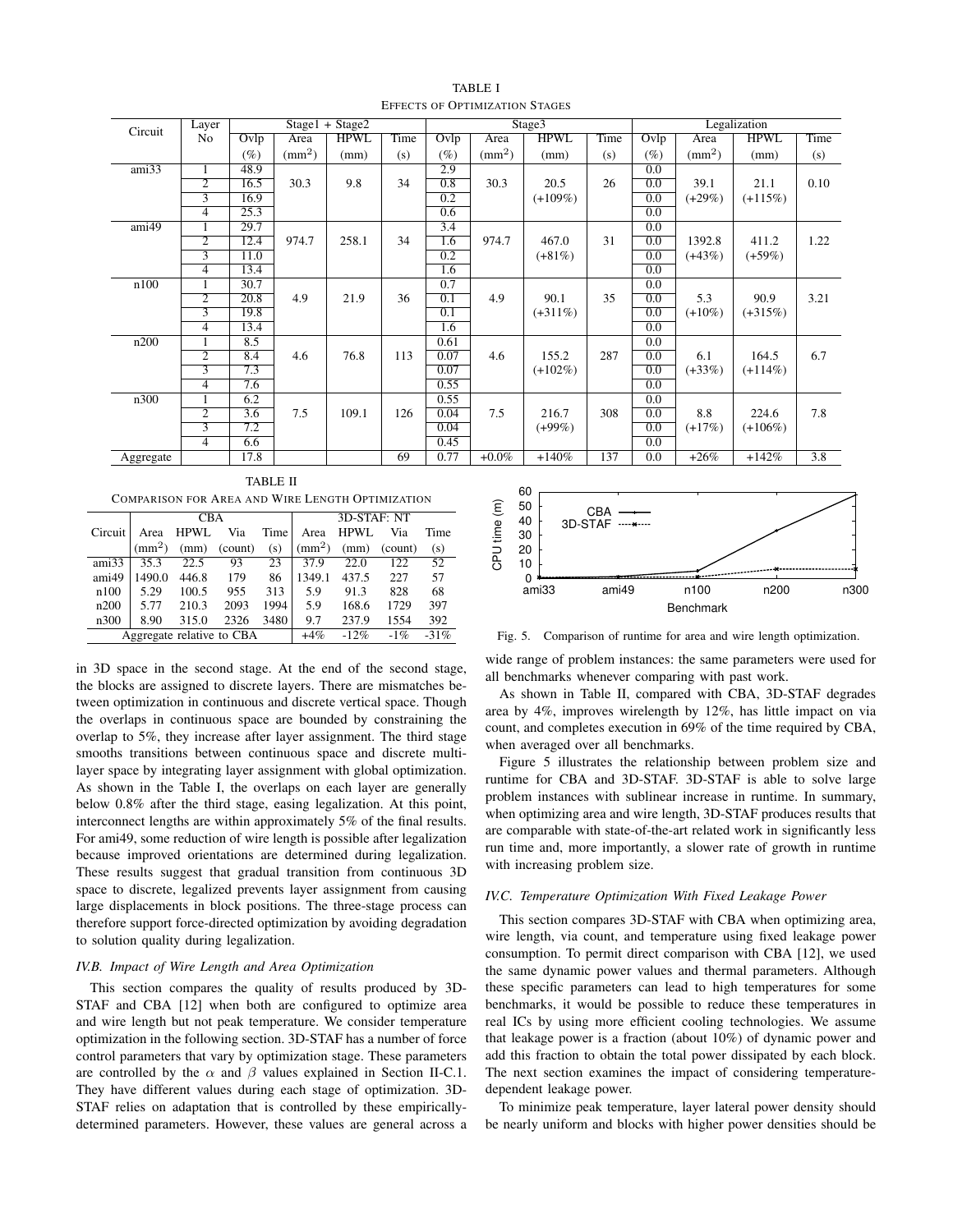TABLE I
EFFECTS OF OPTIMIZATION STAGES

| Circuit | Layer No | Stage1 + Stage2 | | | | Stage3 | | | | Legalization | | | |
|---|---|---|---|---|---|---|---|---|---|---|---|---|---|
| | | Ovlp (%) | Area ($mm^2$) | HPWL (mm) | Time (s) | Ovlp (%) | Area ($mm^2$) | HPWL (mm) | Time (s) | Ovlp (%) | Area ($mm^2$) | HPWL (mm) | Time (s) |
| ami33 | 1 | 48.9 | 30.3 | 9.8 | 34 | 2.9 | 30.3 | 20.5 (+109%) | 26 | 0.0 | 39.1 (+29%) | 21.1 (+115%) | 0.10 |
| | 2 | 16.5 | | | | 0.8 | | | | 0.0 | | | |
| | 3 | 16.9 | | | | 0.2 | | | | 0.0 | | | |
| | 4 | 25.3 | | | | 0.6 | | | | 0.0 | | | |
| ami49 | 1 | 29.7 | 974.7 | 258.1 | 34 | 3.4 | 974.7 | 467.0 (+81%) | 31 | 0.0 | 1392.8 (+43%) | 411.2 (+59%) | 1.22 |
| | 2 | 12.4 | | | | 1.6 | | | | 0.0 | | | |
| | 3 | 11.0 | | | | 0.2 | | | | 0.0 | | | |
| | 4 | 13.4 | | | | 1.6 | | | | 0.0 | | | |
| n100 | 1 | 30.7 | 4.9 | 21.9 | 36 | 0.7 | 4.9 | 90.1 (+311%) | 35 | 0.0 | 5.3 (+10%) | 90.9 (+315%) | 3.21 |
| | 2 | 20.8 | | | | 0.1 | | | | 0.0 | | | |
| | 3 | 19.8 | | | | 0.1 | | | | 0.0 | | | |
| | 4 | 13.4 | | | | 1.6 | | | | 0.0 | | | |
| n200 | 1 | 8.5 | 4.6 | 76.8 | 113 | 0.61 | 4.6 | 155.2 (+102%) | 287 | 0.0 | 6.1 (+33%) | 164.5 (+114%) | 6.7 |
| | 2 | 8.4 | | | | 0.07 | | | | 0.0 | | | |
| | 3 | 7.3 | | | | 0.07 | | | | 0.0 | | | |
| | 4 | 7.6 | | | | 0.55 | | | | 0.0 | | | |
| n300 | 1 | 6.2 | 7.5 | 109.1 | 126 | 0.55 | 7.5 | 216.7 (+99%) | 308 | 0.0 | 8.8 (+17%) | 224.6 (+106%) | 7.8 |
| | 2 | 3.6 | | | | 0.04 | | | | 0.0 | | | |
| | 3 | 7.2 | | | | 0.04 | | | | 0.0 | | | |
| | 4 | 6.6 | | | | 0.45 | | | | 0.0 | | | |
| Aggregate | | 17.8 | | | 69 | 0.77 | +0.0% | +140% | 137 | 0.0 | +26% | +142% | 3.8 |

TABLE II
COMPARISON FOR AREA AND WIRE LENGTH OPTIMIZATION

| Circuit | CBA | | | | 3D-STAF: NT | | | |
|---|---|---|---|---|---|---|---|---|
| | Area ($mm^2$) | HPWL (mm) | Via (count) | Time (s) | Area ($mm^2$) | HPWL (mm) | Via (count) | Time (s) |
| ami33 | 35.3 | 22.5 | 93 | 23 | 37.9 | 22.0 | 122 | 52 |
| ami49 | 1490.0 | 446.8 | 179 | 86 | 1349.1 | 437.5 | 227 | 57 |
| n100 | 5.29 | 100.5 | 955 | 313 | 5.9 | 91.3 | 828 | 68 |
| n200 | 5.77 | 210.3 | 2093 | 1994 | 5.9 | 168.6 | 1729 | 397 |
| n300 | 8.90 | 315.0 | 2326 | 3480 | 9.7 | 237.9 | 1554 | 392 |
| Aggregate relative to CBA | | | | | +4% | -12% | -1% | -31% |

in 3D space in the second stage. At the end of the second stage, the blocks are assigned to discrete layers. There are mismatches between optimization in continuous and discrete vertical space. Though the overlaps in continuous space are bounded by constraining the overlap to 5%, they increase after layer assignment. The third stage smooths transitions between continuous space and discrete multi-layer space by integrating layer assignment with global optimization. As shown in the Table I, the overlaps on each layer are generally below 0.8% after the third stage, easing legalization. At this point, interconnect lengths are within approximately 5% of the final results. For ami49, some reduction of wire length is possible after legalization because improved orientations are determined during legalization. These results suggest that gradual transition from continuous 3D space to discrete, legalized prevents layer assignment from causing large displacements in block positions. The three-stage process can therefore support force-directed optimization by avoiding degradation to solution quality during legalization.

### IV.B. Impact of Wire Length and Area Optimization

This section compares the quality of results produced by 3D-STAF and CBA [12] when both are configured to optimize area and wire length but not peak temperature. We consider temperature optimization in the following section. 3D-STAF has a number of force control parameters that vary by optimization stage. These parameters are controlled by the $\alpha$ and $\beta$ values explained in Section II-C.1. They have different values during each stage of optimization. 3D-STAF relies on adaptation that is controlled by these empirically-determined parameters. However, these values are general across a wide range of problem instances: the same parameters were used for all benchmarks whenever comparing with past work.

As shown in Table II, compared with CBA, 3D-STAF degrades area by 4%, improves wirelength by 12%, has little impact on via count, and completes execution in 69% of the time required by CBA, when averaged over all benchmarks.

Figure 5 illustrates the relationship between problem size and runtime for CBA and 3D-STAF. 3D-STAF is able to solve large problem instances with sublinear increase in runtime. In summary, when optimizing area and wire length, 3D-STAF produces results that are comparable with state-of-the-art related work in significantly less run time and, more importantly, a slower rate of growth in runtime with increasing problem size.

Fig. 5. Comparison of runtime for area and wire length optimization.

### IV.C. Temperature Optimization With Fixed Leakage Power

This section compares 3D-STAF with CBA when optimizing area, wire length, via count, and temperature using fixed leakage power consumption. To permit direct comparison with CBA [12], we used the same dynamic power values and thermal parameters. Although these specific parameters can lead to high temperatures for some benchmarks, it would be possible to reduce these temperatures in real ICs by using more efficient cooling technologies. We assume that leakage power is a fraction (about 10%) of dynamic power and add this fraction to obtain the total power dissipated by each block. The next section examines the impact of considering temperature-dependent leakage power.

To minimize peak temperature, layer lateral power density should be nearly uniform and blocks with higher power densities should be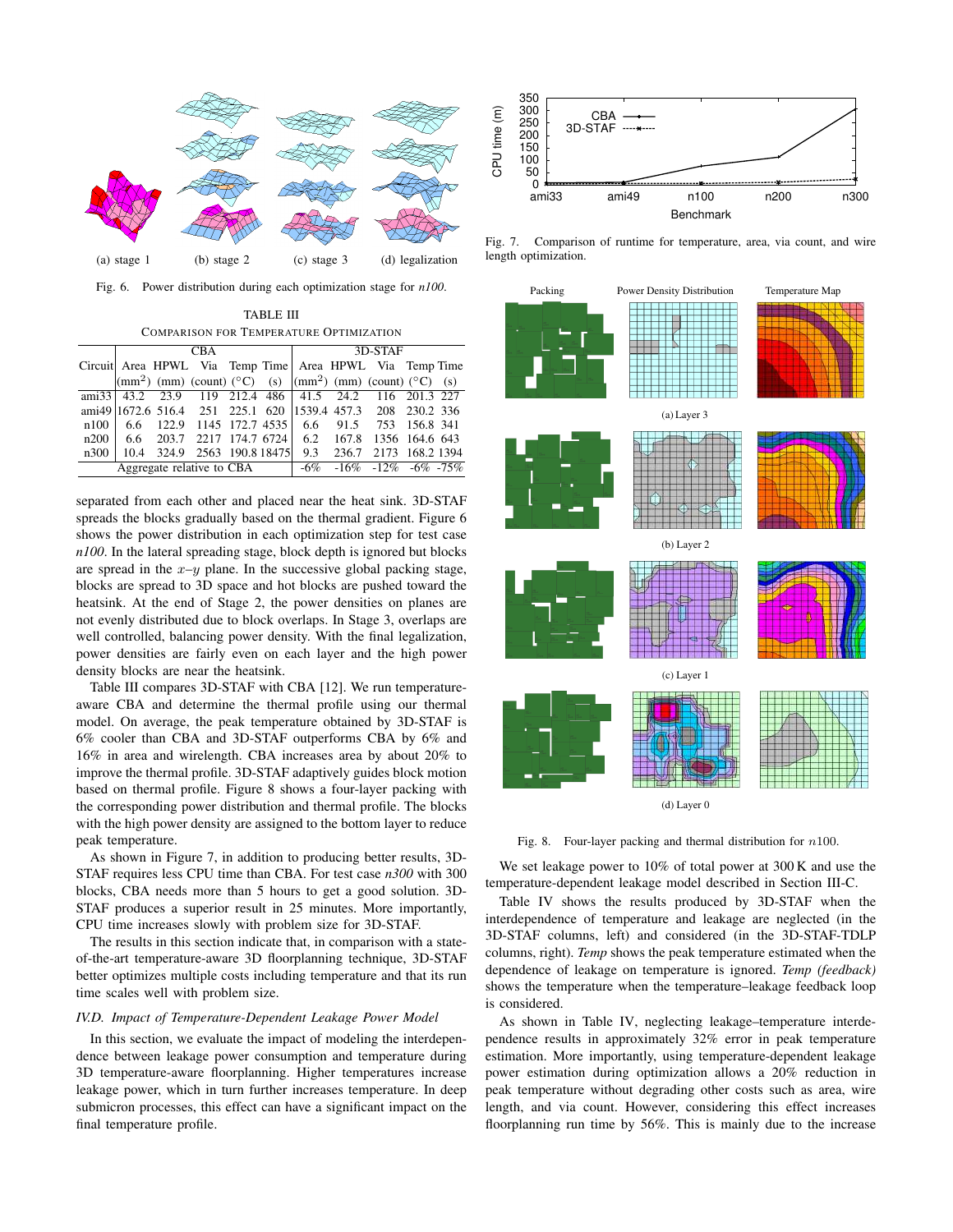(a) stage 1 (b) stage 2 (c) stage 3 (d) legalization

Fig. 6. Power distribution during each optimization stage for *n100*.

TABLE III
COMPARISON FOR TEMPERATURE OPTIMIZATION

| Circuit | CBA Area ($mm^2$) | CBA HPWL (mm) | CBA Via (count) | CBA Temp (°C) | CBA Time (s) | 3D-STAF Area ($mm^2$) | 3D-STAF HPWL (mm) | 3D-STAF Via (count) | 3D-STAF Temp (°C) | 3D-STAF Time (s) |
|---|---|---|---|---|---|---|---|---|---|---|
| ami33 | 43.2 | 23.9 | 119 | 212.4 | 486 | 41.5 | 24.2 | 116 | 201.3 | 227 |
| ami49 | 1672.6 | 516.4 | 251 | 225.1 | 620 | 1539.4 | 457.3 | 208 | 230.2 | 336 |
| n100 | 6.6 | 122.9 | 1145 | 172.7 | 4535 | 6.6 | 91.5 | 753 | 156.8 | 341 |
| n200 | 6.6 | 203.7 | 2217 | 174.7 | 6724 | 6.2 | 167.8 | 1356 | 164.6 | 643 |
| n300 | 10.4 | 324.9 | 2563 | 190.8 | 18475 | 9.3 | 236.7 | 2173 | 168.2 | 1394 |
| Aggregate relative to CBA | | | | | | -6% | -16% | -12% | -6% | -75% |

separated from each other and placed near the heat sink. 3D-STAF spreads the blocks gradually based on the thermal gradient. Figure 6 shows the power distribution in each optimization step for test case *n100*. In the lateral spreading stage, block depth is ignored but blocks are spread in the $x$–$y$ plane. In the successive global packing stage, blocks are spread to 3D space and hot blocks are pushed toward the heatsink. At the end of Stage 2, the power densities on planes are not evenly distributed due to block overlaps. In Stage 3, overlaps are well controlled, balancing power density. With the final legalization, power densities are fairly even on each layer and the high power density blocks are near the heatsink.

Table III compares 3D-STAF with CBA [12]. We run temperature-aware CBA and determine the thermal profile using our thermal model. On average, the peak temperature obtained by 3D-STAF is 6% cooler than CBA and 3D-STAF outperforms CBA by 6% and 16% in area and wirelength. CBA increases area by about 20% to improve the thermal profile. 3D-STAF adaptively guides block motion based on thermal profile. Figure 8 shows a four-layer packing with the corresponding power distribution and thermal profile. The blocks with the high power density are assigned to the bottom layer to reduce peak temperature.

As shown in Figure 7, in addition to producing better results, 3D-STAF requires less CPU time than CBA. For test case *n300* with 300 blocks, CBA needs more than 5 hours to get a good solution. 3D-STAF produces a superior result in 25 minutes. More importantly, CPU time increases slowly with problem size for 3D-STAF.

The results in this section indicate that, in comparison with a state-of-the-art temperature-aware 3D floorplanning technique, 3D-STAF better optimizes multiple costs including temperature and that its run time scales well with problem size.

### *IV.D. Impact of Temperature-Dependent Leakage Power Model*

In this section, we evaluate the impact of modeling the interdependence between leakage power consumption and temperature during 3D temperature-aware floorplanning. Higher temperatures increase leakage power, which in turn further increases temperature. In deep submicron processes, this effect can have a significant impact on the final temperature profile.

Fig. 7. Comparison of runtime for temperature, area, via count, and wire length optimization.

(a) Layer 3

(b) Layer 2

(c) Layer 1

(d) Layer 0

Fig. 8. Four-layer packing and thermal distribution for $n100$.

We set leakage power to 10% of total power at 300 K and use the temperature-dependent leakage model described in Section III-C.

Table IV shows the results produced by 3D-STAF when the interdependence of temperature and leakage are neglected (in the 3D-STAF columns, left) and considered (in the 3D-STAF-TDLP columns, right). *Temp* shows the peak temperature estimated when the dependence of leakage on temperature is ignored. *Temp (feedback)* shows the temperature when the temperature–leakage feedback loop is considered.

As shown in Table IV, neglecting leakage–temperature interdependence results in approximately 32% error in peak temperature estimation. More importantly, using temperature-dependent leakage power estimation during optimization allows a 20% reduction in peak temperature without degrading other costs such as area, wire length, and via count. However, considering this effect increases floorplanning run time by 56%. This is mainly due to the increase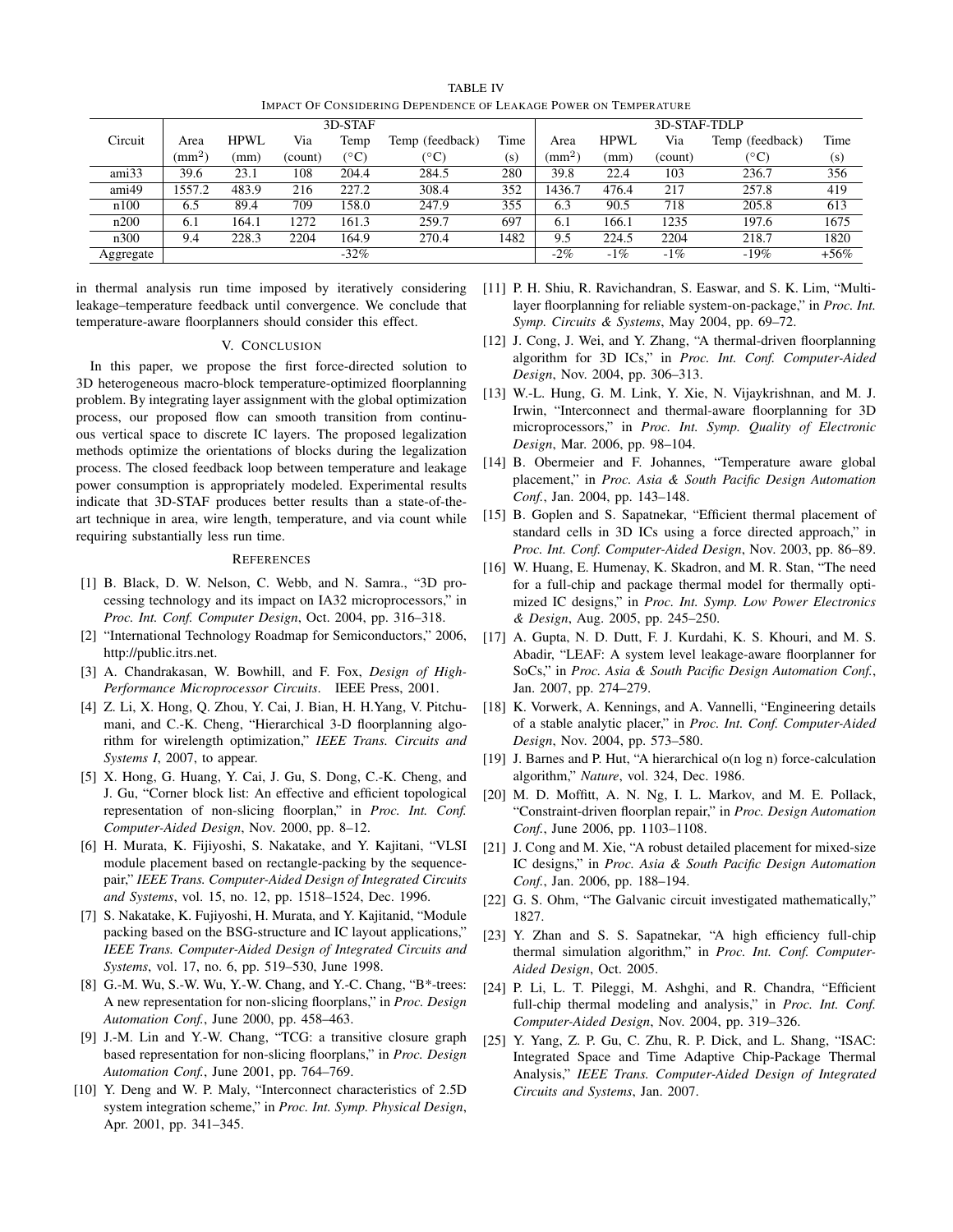TABLE IV

IMPACT OF CONSIDERING DEPENDENCE OF LEAKAGE POWER ON TEMPERATURE

| Circuit | 3D-STAF | | | | | | 3D-STAF-TDLP | | | | |
|---|---|---|---|---|---|---|---|---|---|---|---|
| | Area ($mm^2$) | HPWL (mm) | Via (count) | Temp (°C) | Temp (feedback) (°C) | Time (s) | Area ($mm^2$) | HPWL (mm) | Via (count) | Temp (feedback) (°C) | Time (s) |
| ami33 | 39.6 | 23.1 | 108 | 204.4 | 284.5 | 280 | 39.8 | 22.4 | 103 | 236.7 | 356 |
| ami49 | 1557.2 | 483.9 | 216 | 227.2 | 308.4 | 352 | 1436.7 | 476.4 | 217 | 257.8 | 419 |
| n100 | 6.5 | 89.4 | 709 | 158.0 | 247.9 | 355 | 6.3 | 90.5 | 718 | 205.8 | 613 |
| n200 | 6.1 | 164.1 | 1272 | 161.3 | 259.7 | 697 | 6.1 | 166.1 | 1235 | 197.6 | 1675 |
| n300 | 9.4 | 228.3 | 2204 | 164.9 | 270.4 | 1482 | 9.5 | 224.5 | 2204 | 218.7 | 1820 |
| Aggregate | | | | -32% | | | -2% | -1% | -1% | -19% | +56% |

in thermal analysis run time imposed by iteratively considering leakage–temperature feedback until convergence. We conclude that temperature-aware floorplanners should consider this effect.

## V. CONCLUSION

In this paper, we propose the first force-directed solution to 3D heterogeneous macro-block temperature-optimized floorplanning problem. By integrating layer assignment with the global optimization process, our proposed flow can smooth transition from continuous vertical space to discrete IC layers. The proposed legalization methods optimize the orientations of blocks during the legalization process. The closed feedback loop between temperature and leakage power consumption is appropriately modeled. Experimental results indicate that 3D-STAF produces better results than a state-of-the-art technique in area, wire length, temperature, and via count while requiring substantially less run time.

## REFERENCES

[1] B. Black, D. W. Nelson, C. Webb, and N. Samra., "3D processing technology and its impact on IA32 microprocessors," in *Proc. Int. Conf. Computer Design*, Oct. 2004, pp. 316–318.

[2] "International Technology Roadmap for Semiconductors," 2006, http://public.itrs.net.

[3] A. Chandrakasan, W. Bowhill, and F. Fox, *Design of High-Performance Microprocessor Circuits*. IEEE Press, 2001.

[4] Z. Li, X. Hong, Q. Zhou, Y. Cai, J. Bian, H. H.Yang, V. Pitchumani, and C.-K. Cheng, "Hierarchical 3-D floorplanning algorithm for wirelength optimization," *IEEE Trans. Circuits and Systems I*, 2007, to appear.

[5] X. Hong, G. Huang, Y. Cai, J. Gu, S. Dong, C.-K. Cheng, and J. Gu, "Corner block list: An effective and efficient topological representation of non-slicing floorplan," in *Proc. Int. Conf. Computer-Aided Design*, Nov. 2000, pp. 8–12.

[6] H. Murata, K. Fijiyoshi, S. Nakatake, and Y. Kajitani, "VLSI module placement based on rectangle-packing by the sequence-pair," *IEEE Trans. Computer-Aided Design of Integrated Circuits and Systems*, vol. 15, no. 12, pp. 1518–1524, Dec. 1996.

[7] S. Nakatake, K. Fujiyoshi, H. Murata, and Y. Kajitanid, "Module packing based on the BSG-structure and IC layout applications," *IEEE Trans. Computer-Aided Design of Integrated Circuits and Systems*, vol. 17, no. 6, pp. 519–530, June 1998.

[8] G.-M. Wu, S.-W. Wu, Y.-W. Chang, and Y.-C. Chang, "B*-trees: A new representation for non-slicing floorplans," in *Proc. Design Automation Conf.*, June 2000, pp. 458–463.

[9] J.-M. Lin and Y.-W. Chang, "TCG: a transitive closure graph based representation for non-slicing floorplans," in *Proc. Design Automation Conf.*, June 2001, pp. 764–769.

[10] Y. Deng and W. P. Maly, "Interconnect characteristics of 2.5D system integration scheme," in *Proc. Int. Symp. Physical Design*, Apr. 2001, pp. 341–345.

[11] P. H. Shiu, R. Ravichandran, S. Easwar, and S. K. Lim, "Multi-layer floorplanning for reliable system-on-package," in *Proc. Int. Symp. Circuits & Systems*, May 2004, pp. 69–72.

[12] J. Cong, J. Wei, and Y. Zhang, "A thermal-driven floorplanning algorithm for 3D ICs," in *Proc. Int. Conf. Computer-Aided Design*, Nov. 2004, pp. 306–313.

[13] W.-L. Hung, G. M. Link, Y. Xie, N. Vijaykrishnan, and M. J. Irwin, "Interconnect and thermal-aware floorplanning for 3D microprocessors," in *Proc. Int. Symp. Quality of Electronic Design*, Mar. 2006, pp. 98–104.

[14] B. Obermeier and F. Johannes, "Temperature aware global placement," in *Proc. Asia & South Pacific Design Automation Conf.*, Jan. 2004, pp. 143–148.

[15] B. Goplen and S. Sapatnekar, "Efficient thermal placement of standard cells in 3D ICs using a force directed approach," in *Proc. Int. Conf. Computer-Aided Design*, Nov. 2003, pp. 86–89.

[16] W. Huang, E. Humenay, K. Skadron, and M. R. Stan, "The need for a full-chip and package thermal model for thermally optimized IC designs," in *Proc. Int. Symp. Low Power Electronics & Design*, Aug. 2005, pp. 245–250.

[17] A. Gupta, N. D. Dutt, F. J. Kurdahi, K. S. Khouri, and M. S. Abadir, "LEAF: A system level leakage-aware floorplanner for SoCs," in *Proc. Asia & South Pacific Design Automation Conf.*, Jan. 2007, pp. 274–279.

[18] K. Vorwerk, A. Kennings, and A. Vannelli, "Engineering details of a stable analytic placer," in *Proc. Int. Conf. Computer-Aided Design*, Nov. 2004, pp. 573–580.

[19] J. Barnes and P. Hut, "A hierarchical o(n log n) force-calculation algorithm," *Nature*, vol. 324, Dec. 1986.

[20] M. D. Moffitt, A. N. Ng, I. L. Markov, and M. E. Pollack, "Constraint-driven floorplan repair," in *Proc. Design Automation Conf.*, June 2006, pp. 1103–1108.

[21] J. Cong and M. Xie, "A robust detailed placement for mixed-size IC designs," in *Proc. Asia & South Pacific Design Automation Conf.*, Jan. 2006, pp. 188–194.

[22] G. S. Ohm, "The Galvanic circuit investigated mathematically," 1827.

[23] Y. Zhan and S. S. Sapatnekar, "A high efficiency full-chip thermal simulation algorithm," in *Proc. Int. Conf. Computer-Aided Design*, Oct. 2005.

[24] P. Li, L. T. Pileggi, M. Ashghi, and R. Chandra, "Efficient full-chip thermal modeling and analysis," in *Proc. Int. Conf. Computer-Aided Design*, Nov. 2004, pp. 319–326.

[25] Y. Yang, Z. P. Gu, C. Zhu, R. P. Dick, and L. Shang, "ISAC: Integrated Space and Time Adaptive Chip-Package Thermal Analysis," *IEEE Trans. Computer-Aided Design of Integrated Circuits and Systems*, Jan. 2007.